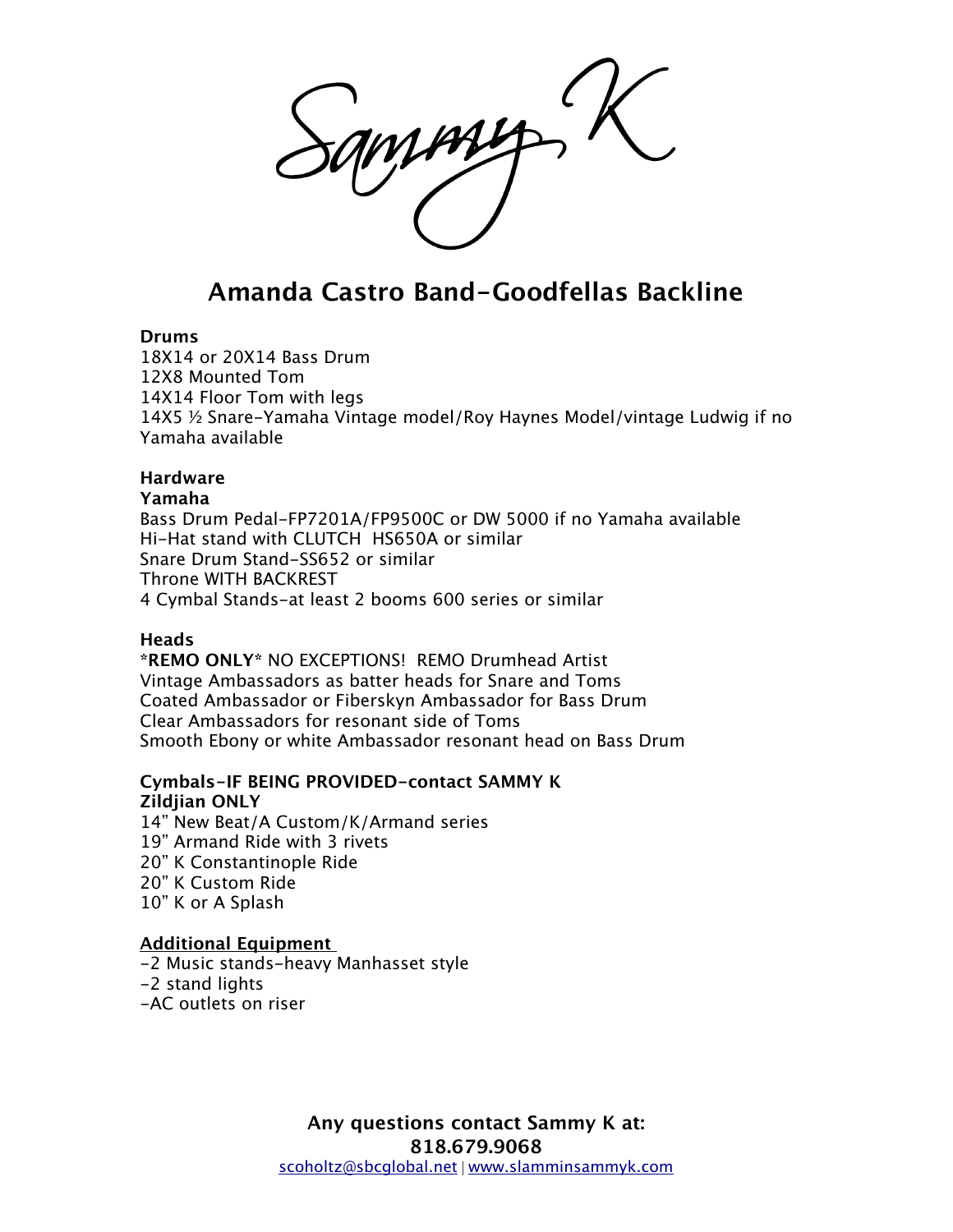Sammy K

# Amanda Castro Band-Goodfellas Backline

**Drums**
18X14 or 20X14 Bass Drum
12X8 Mounted Tom
14X14 Floor Tom with legs
14X5 ½ Snare-Yamaha Vintage model/Roy Haynes Model/vintage Ludwig if no Yamaha available

**Hardware**
**Yamaha**
Bass Drum Pedal-FP7201A/FP9500C or DW 5000 if no Yamaha available
Hi-Hat stand with CLUTCH HS650A or similar
Snare Drum Stand-SS652 or similar
Throne WITH BACKREST
4 Cymbal Stands-at least 2 booms 600 series or similar

**Heads**
**\*REMO ONLY\*** NO EXCEPTIONS! REMO Drumhead Artist
Vintage Ambassadors as batter heads for Snare and Toms
Coated Ambassador or Fiberskyn Ambassador for Bass Drum
Clear Ambassadors for resonant side of Toms
Smooth Ebony or white Ambassador resonant head on Bass Drum

**Cymbals-IF BEING PROVIDED-contact SAMMY K**
**Zildjian ONLY**
14" New Beat/A Custom/K/Armand series
19" Armand Ride with 3 rivets
20" K Constantinople Ride
20" K Custom Ride
10" K or A Splash

**<u>Additional Equipment</u>**
-2 Music stands-heavy Manhasset style
-2 stand lights
-AC outlets on riser

**Any questions contact Sammy K at:**
**818.679.9068**
scoholtz@sbcglobal.net | www.slamminsammyk.com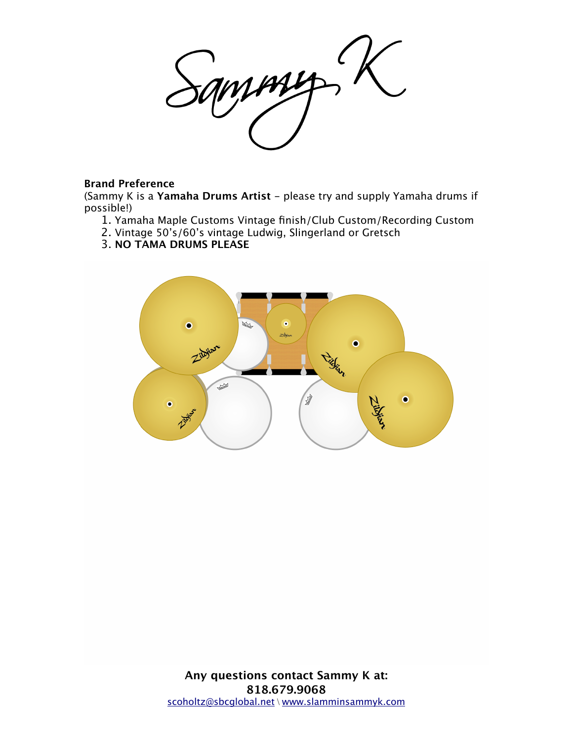Sammy K

**Brand Preference**

(Sammy K is a **Yamaha Drums Artist** – please try and supply Yamaha drums if possible!)

1. Yamaha Maple Customs Vintage finish/Club Custom/Recording Custom
2. Vintage 50's/60's vintage Ludwig, Slingerland or Gretsch
3. **NO TAMA DRUMS PLEASE**

**Any questions contact Sammy K at:**
**818.679.9068**
[scoholtz@sbcglobal.net](mailto:scoholtz@sbcglobal.net) \ [www.slamminsammyk.com](http://www.slamminsammyk.com)